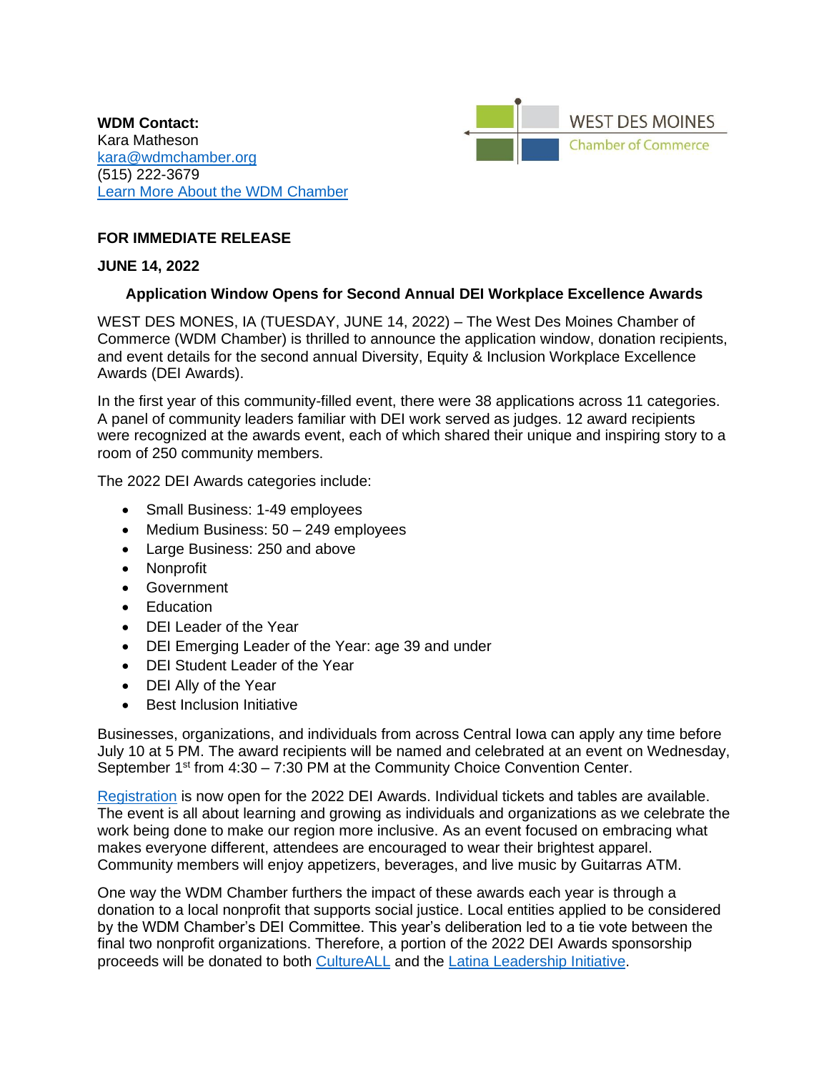**WDM Contact:**
Kara Matheson
kara@wdmchamber.org
(515) 222-3679
Learn More About the WDM Chamber

WEST DES MOINES
Chamber of Commerce

**FOR IMMEDIATE RELEASE**

**JUNE 14, 2022**

**Application Window Opens for Second Annual DEI Workplace Excellence Awards**

WEST DES MONES, IA (TUESDAY, JUNE 14, 2022) – The West Des Moines Chamber of Commerce (WDM Chamber) is thrilled to announce the application window, donation recipients, and event details for the second annual Diversity, Equity & Inclusion Workplace Excellence Awards (DEI Awards).

In the first year of this community-filled event, there were 38 applications across 11 categories. A panel of community leaders familiar with DEI work served as judges. 12 award recipients were recognized at the awards event, each of which shared their unique and inspiring story to a room of 250 community members.

The 2022 DEI Awards categories include:

- Small Business: 1-49 employees
- Medium Business: 50 – 249 employees
- Large Business: 250 and above
- Nonprofit
- Government
- Education
- DEI Leader of the Year
- DEI Emerging Leader of the Year: age 39 and under
- DEI Student Leader of the Year
- DEI Ally of the Year
- Best Inclusion Initiative

Businesses, organizations, and individuals from across Central Iowa can apply any time before July 10 at 5 PM. The award recipients will be named and celebrated at an event on Wednesday, September 1st from 4:30 – 7:30 PM at the Community Choice Convention Center.

Registration is now open for the 2022 DEI Awards. Individual tickets and tables are available. The event is all about learning and growing as individuals and organizations as we celebrate the work being done to make our region more inclusive. As an event focused on embracing what makes everyone different, attendees are encouraged to wear their brightest apparel. Community members will enjoy appetizers, beverages, and live music by Guitarras ATM.

One way the WDM Chamber furthers the impact of these awards each year is through a donation to a local nonprofit that supports social justice. Local entities applied to be considered by the WDM Chamber's DEI Committee. This year's deliberation led to a tie vote between the final two nonprofit organizations. Therefore, a portion of the 2022 DEI Awards sponsorship proceeds will be donated to both CultureALL and the Latina Leadership Initiative.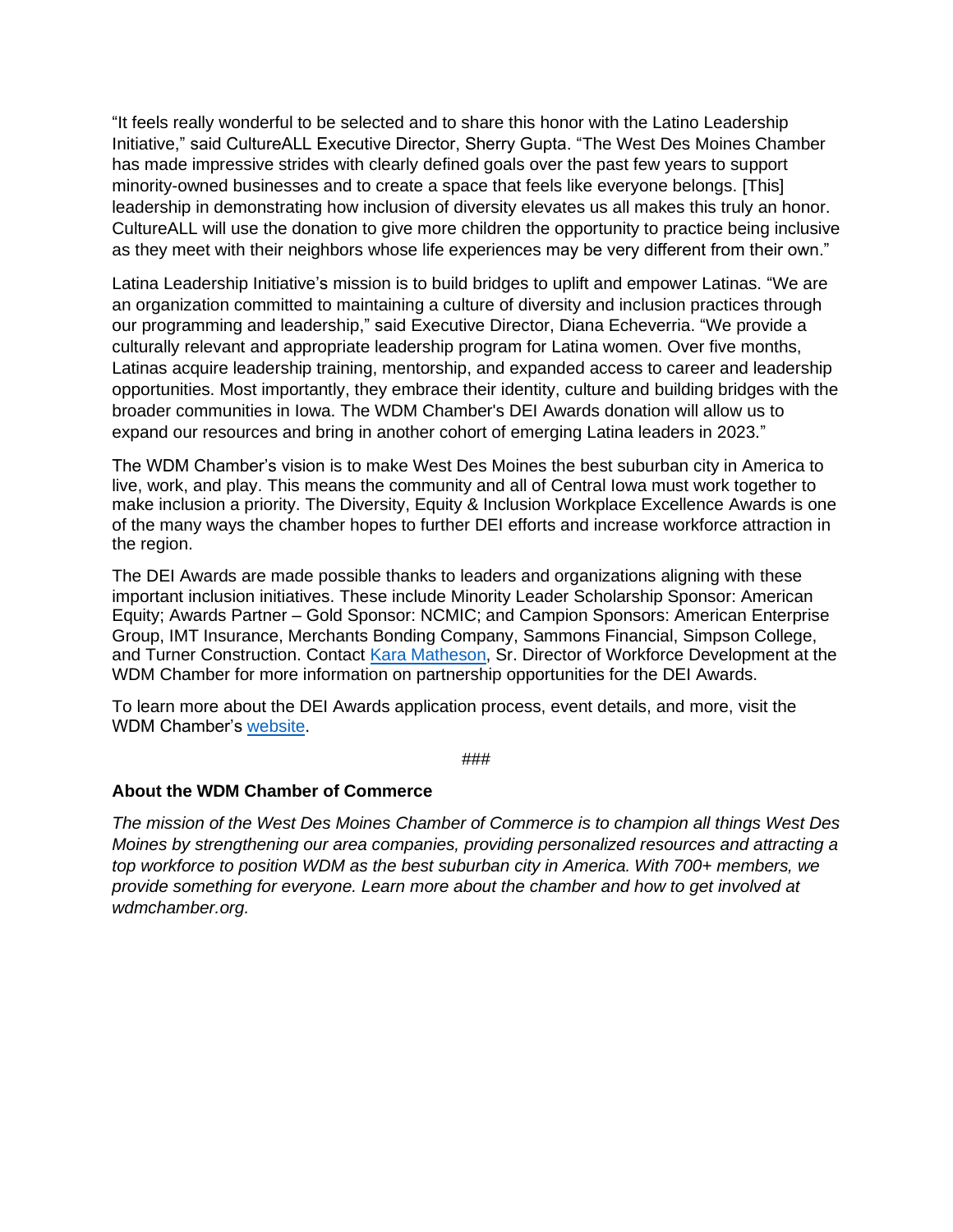"It feels really wonderful to be selected and to share this honor with the Latino Leadership Initiative," said CultureALL Executive Director, Sherry Gupta. "The West Des Moines Chamber has made impressive strides with clearly defined goals over the past few years to support minority-owned businesses and to create a space that feels like everyone belongs. [This] leadership in demonstrating how inclusion of diversity elevates us all makes this truly an honor. CultureALL will use the donation to give more children the opportunity to practice being inclusive as they meet with their neighbors whose life experiences may be very different from their own."

Latina Leadership Initiative's mission is to build bridges to uplift and empower Latinas. "We are an organization committed to maintaining a culture of diversity and inclusion practices through our programming and leadership," said Executive Director, Diana Echeverria. "We provide a culturally relevant and appropriate leadership program for Latina women. Over five months, Latinas acquire leadership training, mentorship, and expanded access to career and leadership opportunities. Most importantly, they embrace their identity, culture and building bridges with the broader communities in Iowa. The WDM Chamber's DEI Awards donation will allow us to expand our resources and bring in another cohort of emerging Latina leaders in 2023."

The WDM Chamber's vision is to make West Des Moines the best suburban city in America to live, work, and play. This means the community and all of Central Iowa must work together to make inclusion a priority. The Diversity, Equity & Inclusion Workplace Excellence Awards is one of the many ways the chamber hopes to further DEI efforts and increase workforce attraction in the region.

The DEI Awards are made possible thanks to leaders and organizations aligning with these important inclusion initiatives. These include Minority Leader Scholarship Sponsor: American Equity; Awards Partner – Gold Sponsor: NCMIC; and Campion Sponsors: American Enterprise Group, IMT Insurance, Merchants Bonding Company, Sammons Financial, Simpson College, and Turner Construction. Contact Kara Matheson, Sr. Director of Workforce Development at the WDM Chamber for more information on partnership opportunities for the DEI Awards.

To learn more about the DEI Awards application process, event details, and more, visit the WDM Chamber's website.

###

**About the WDM Chamber of Commerce**

*The mission of the West Des Moines Chamber of Commerce is to champion all things West Des Moines by strengthening our area companies, providing personalized resources and attracting a top workforce to position WDM as the best suburban city in America. With 700+ members, we provide something for everyone. Learn more about the chamber and how to get involved at wdmchamber.org.*